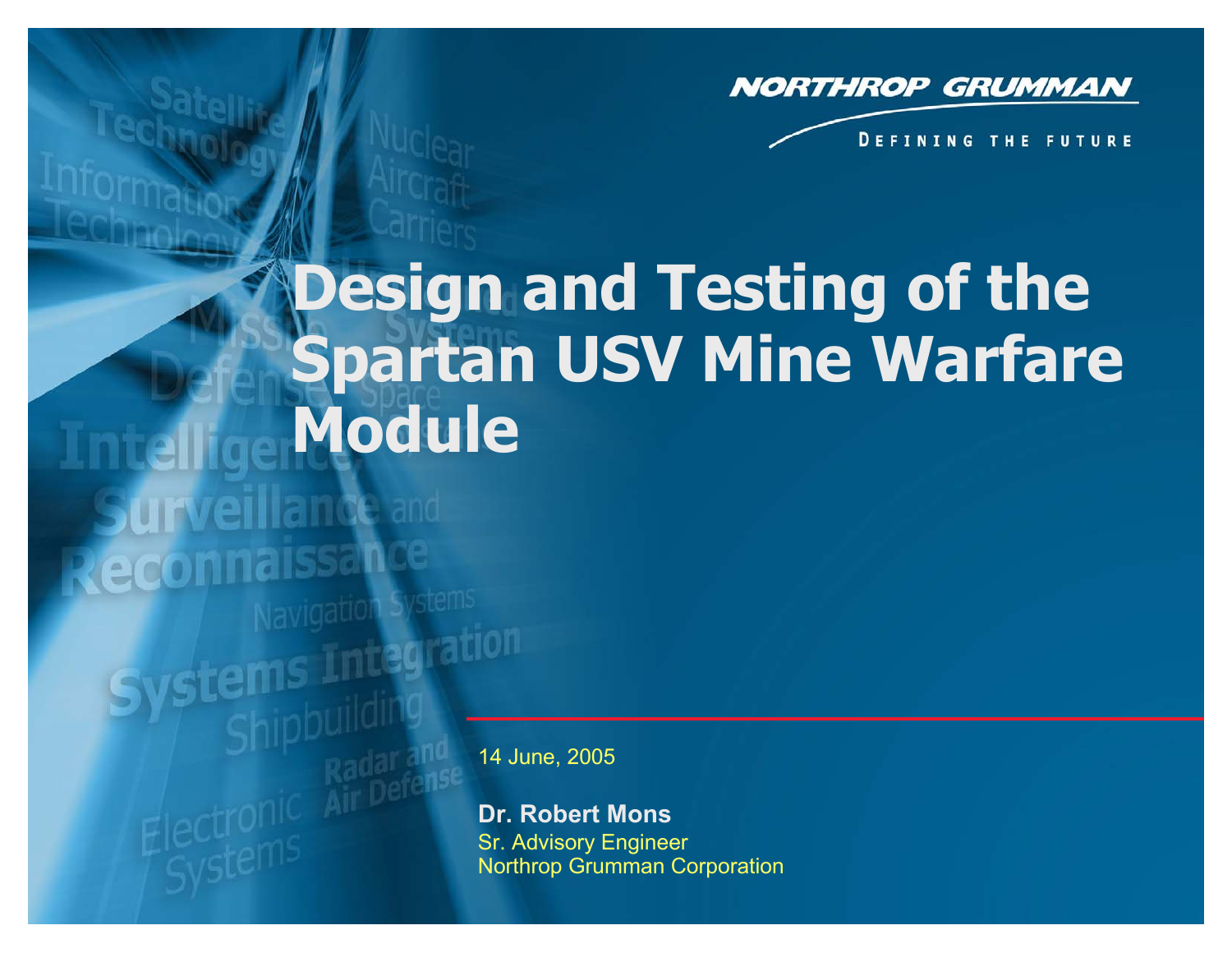NORTHROP GRUMMAN

DEFINING THE FUTURE

# Design and Testing of the Spartan USV Mine Warfare Module

14 June, 2005

**Dr. Robert Mons**
Sr. Advisory Engineer
Northrop Grumman Corporation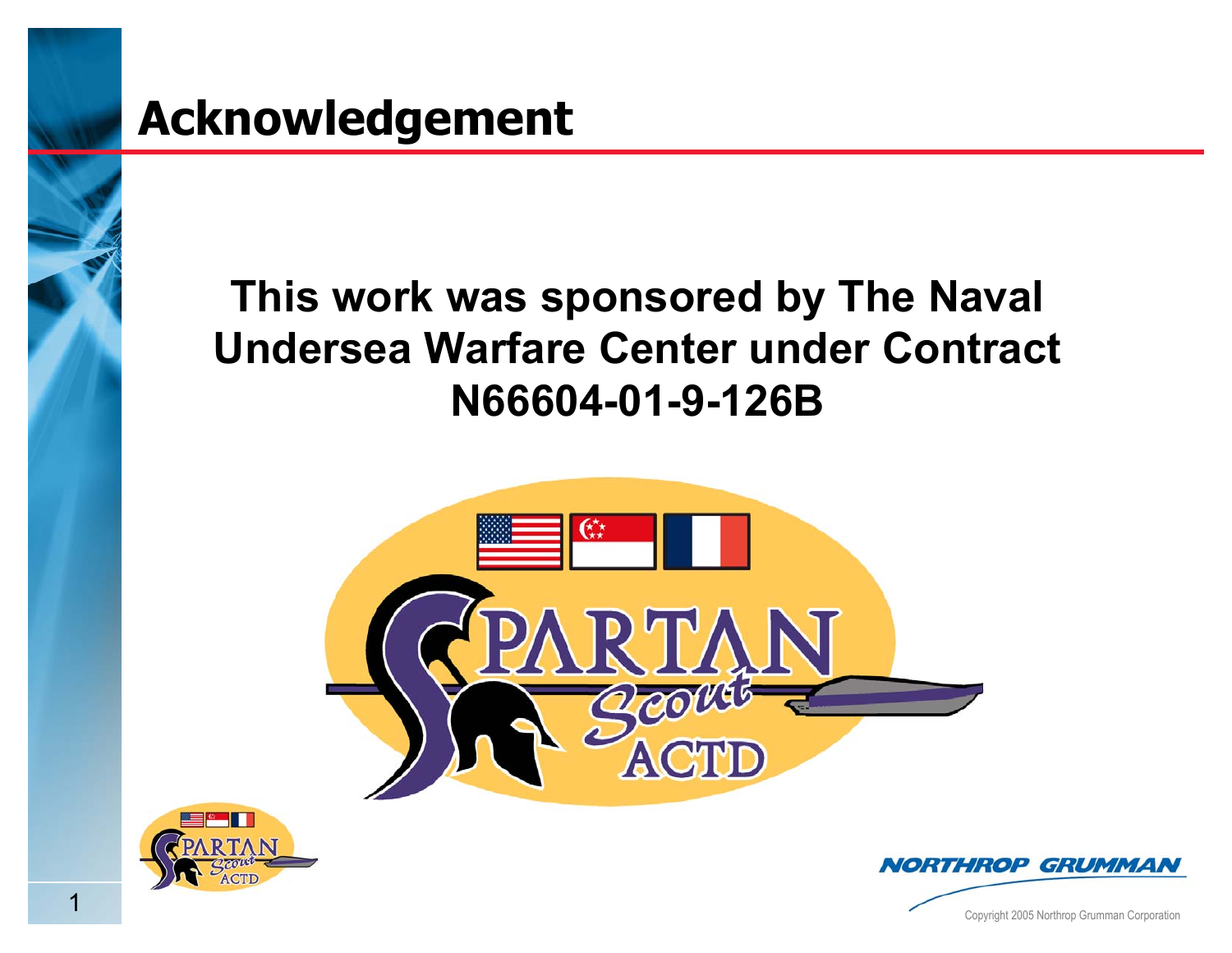# Acknowledgement

**This work was sponsored by The Naval Undersea Warfare Center under Contract N66604-01-9-126B**

Copyright 2005 Northrop Grumman Corporation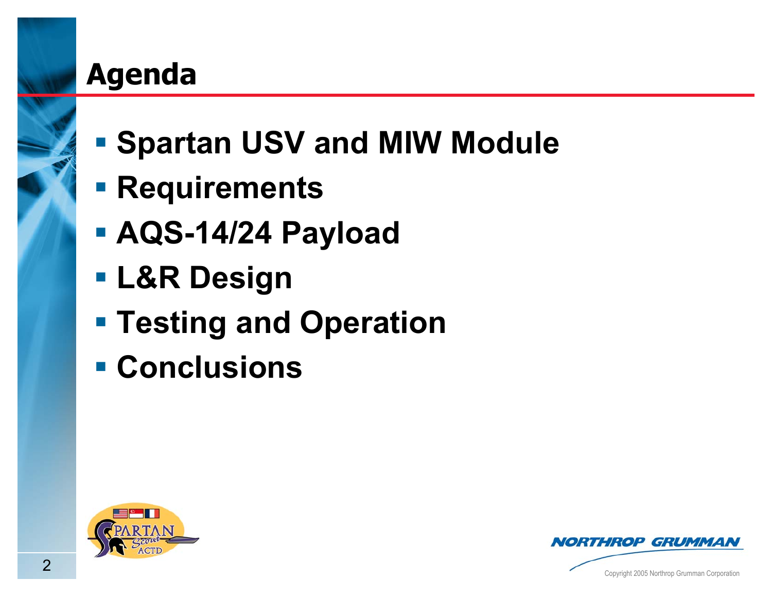# Agenda

- Spartan USV and MIW Module
- Requirements
- AQS-14/24 Payload
- L&R Design
- Testing and Operation
- Conclusions

Copyright 2005 Northrop Grumman Corporation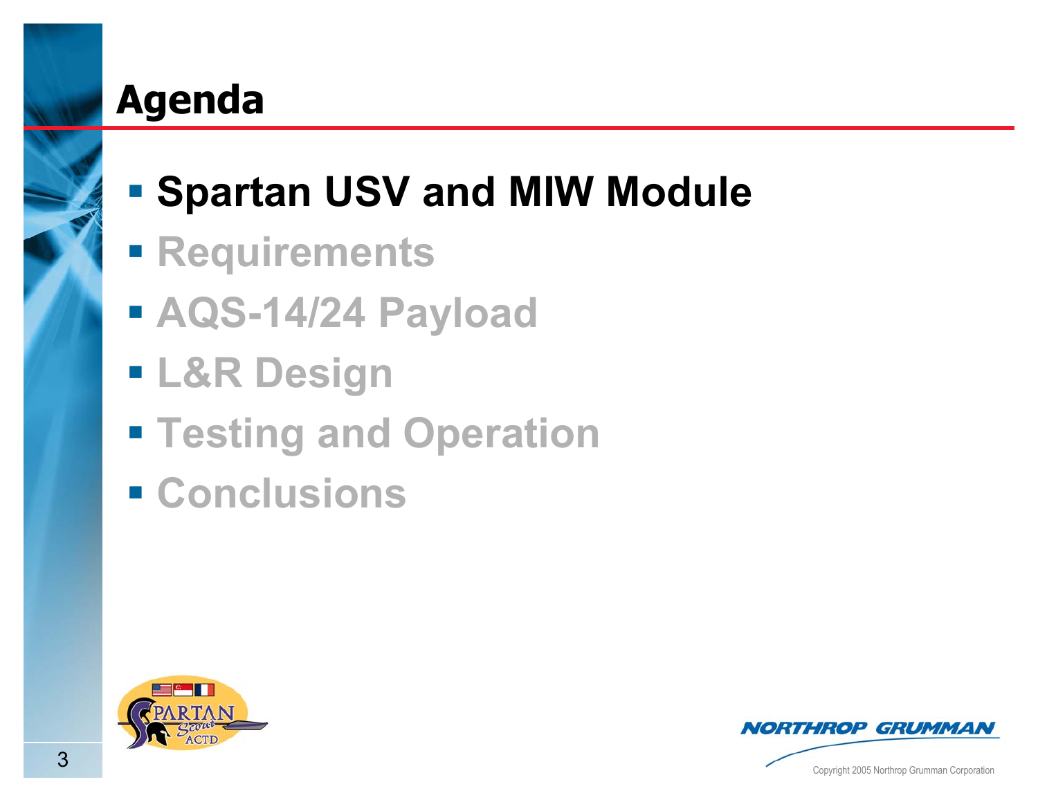# Agenda

- **Spartan USV and MIW Module**
- Requirements
- AQS-14/24 Payload
- L&R Design
- Testing and Operation
- Conclusions

Copyright 2005 Northrop Grumman Corporation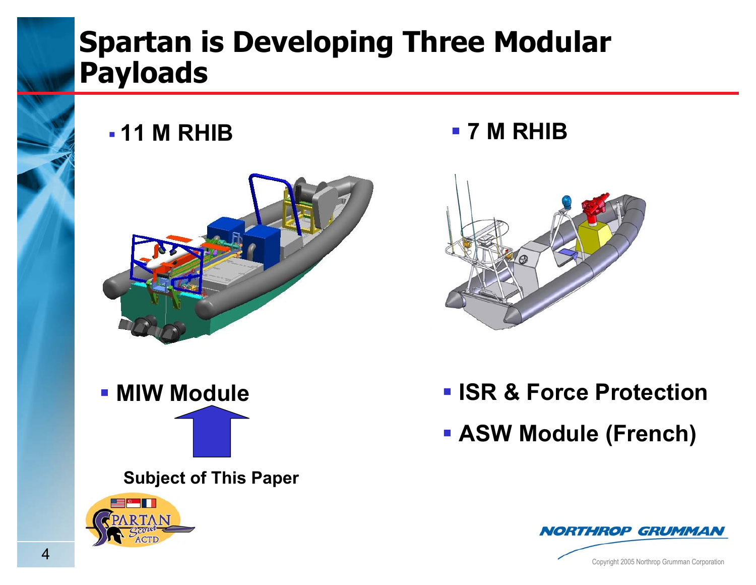# Spartan is Developing Three Modular Payloads

- **11 M RHIB**
- **7 M RHIB**

- **MIW Module**

**Subject of This Paper**

- **ISR & Force Protection**
- **ASW Module (French)**

Copyright 2005 Northrop Grumman Corporation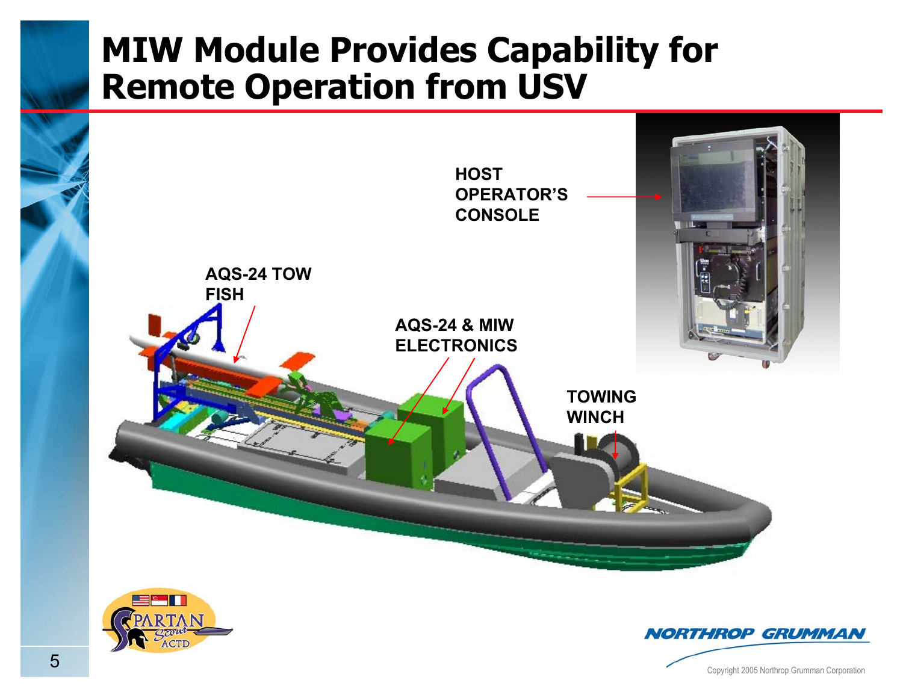# MIW Module Provides Capability for Remote Operation from USV

HOST OPERATOR'S CONSOLE

AQS-24 TOW FISH

AQS-24 & MIW ELECTRONICS

TOWING WINCH

Copyright 2005 Northrop Grumman Corporation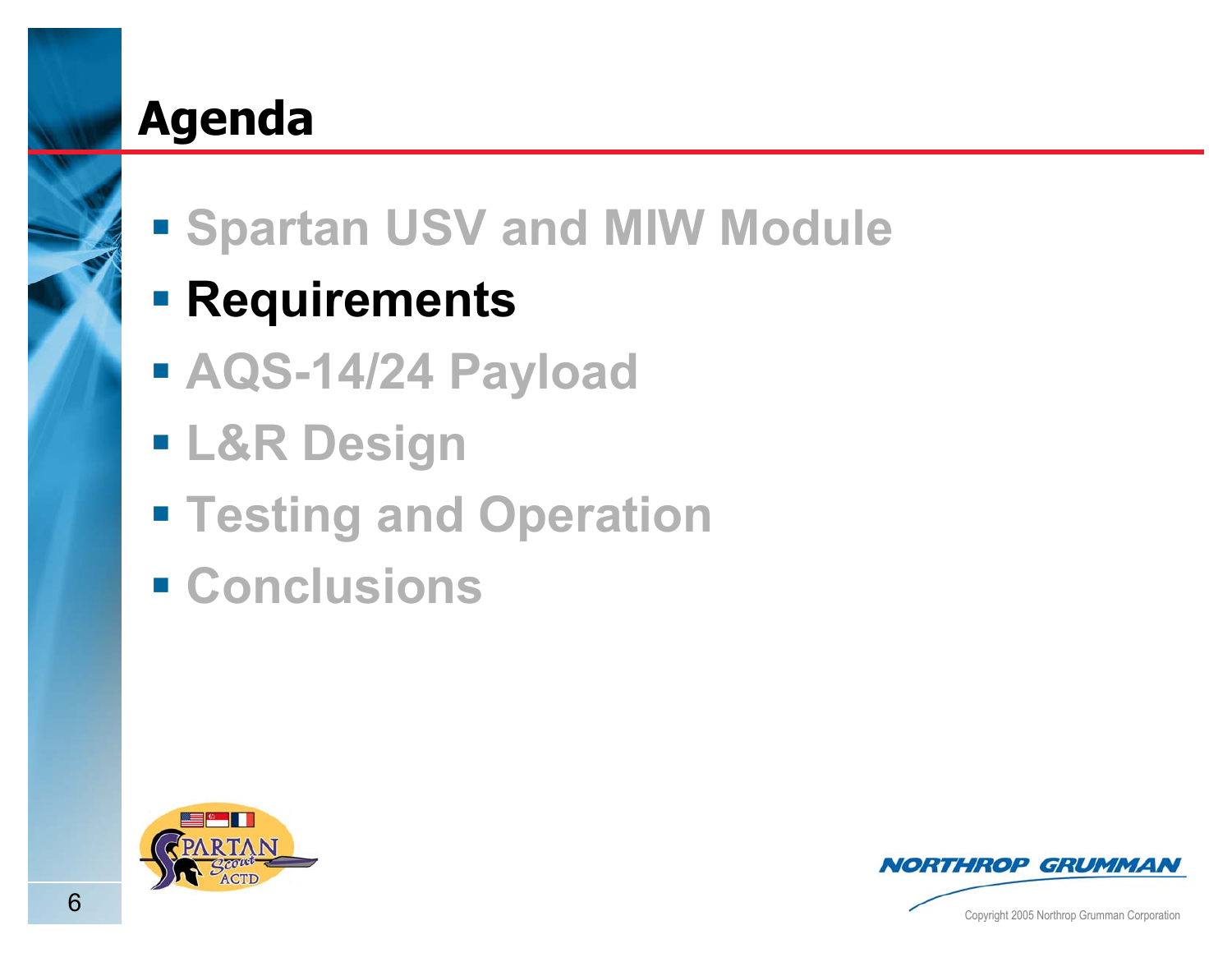# Agenda

- Spartan USV and MIW Module
- **Requirements**
- AQS-14/24 Payload
- L&R Design
- Testing and Operation
- Conclusions

Copyright 2005 Northrop Grumman Corporation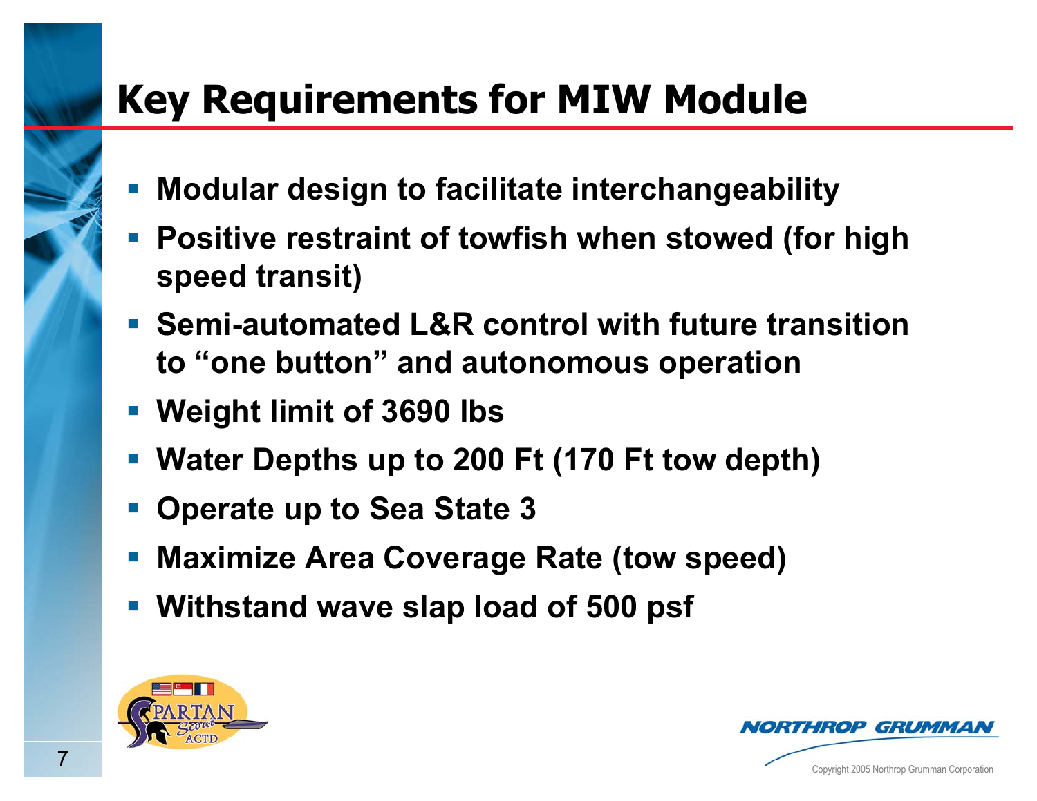# Key Requirements for MIW Module

- Modular design to facilitate interchangeability
- Positive restraint of towfish when stowed (for high speed transit)
- Semi-automated L&R control with future transition to "one button" and autonomous operation
- Weight limit of 3690 lbs
- Water Depths up to 200 Ft (170 Ft tow depth)
- Operate up to Sea State 3
- Maximize Area Coverage Rate (tow speed)
- Withstand wave slap load of 500 psf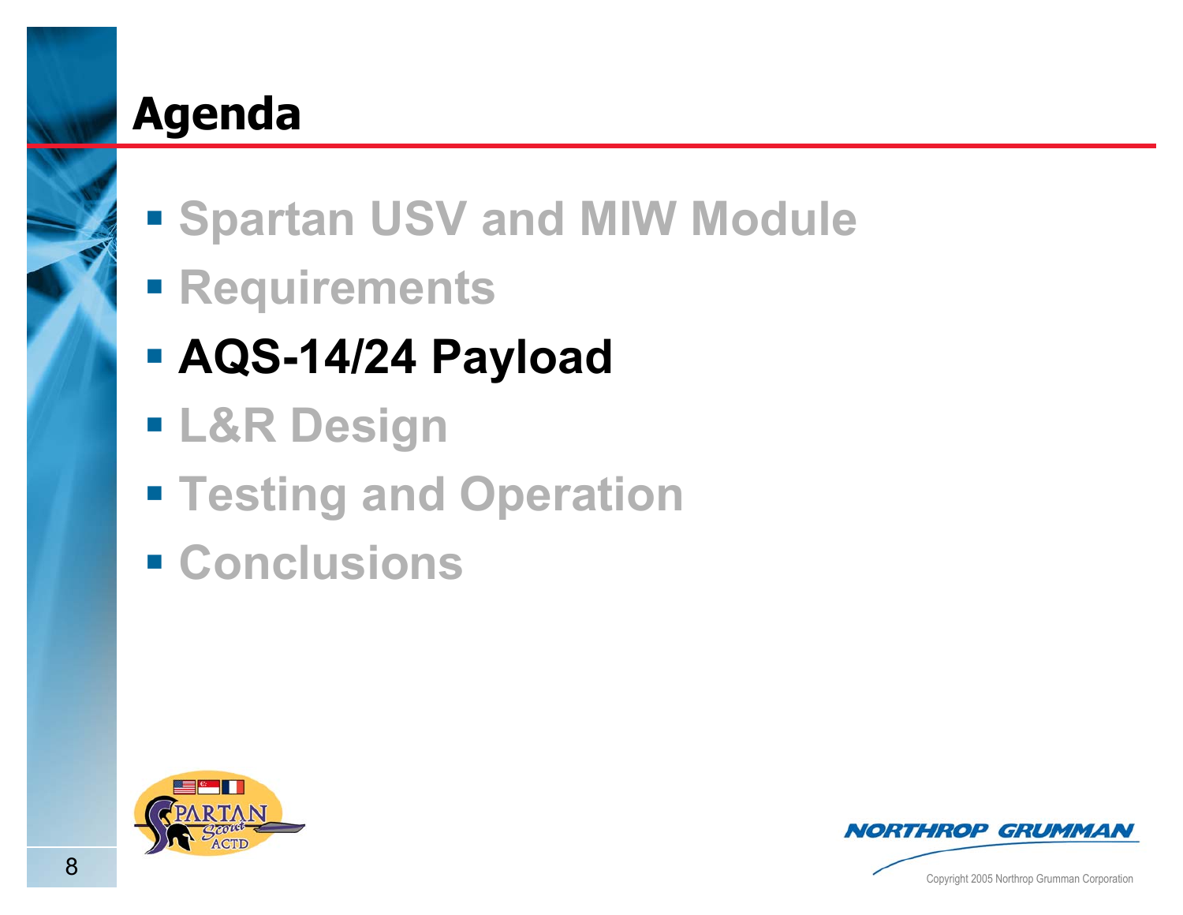# Agenda

- Spartan USV and MIW Module
- Requirements
- **AQS-14/24 Payload**
- L&R Design
- Testing and Operation
- Conclusions

Copyright 2005 Northrop Grumman Corporation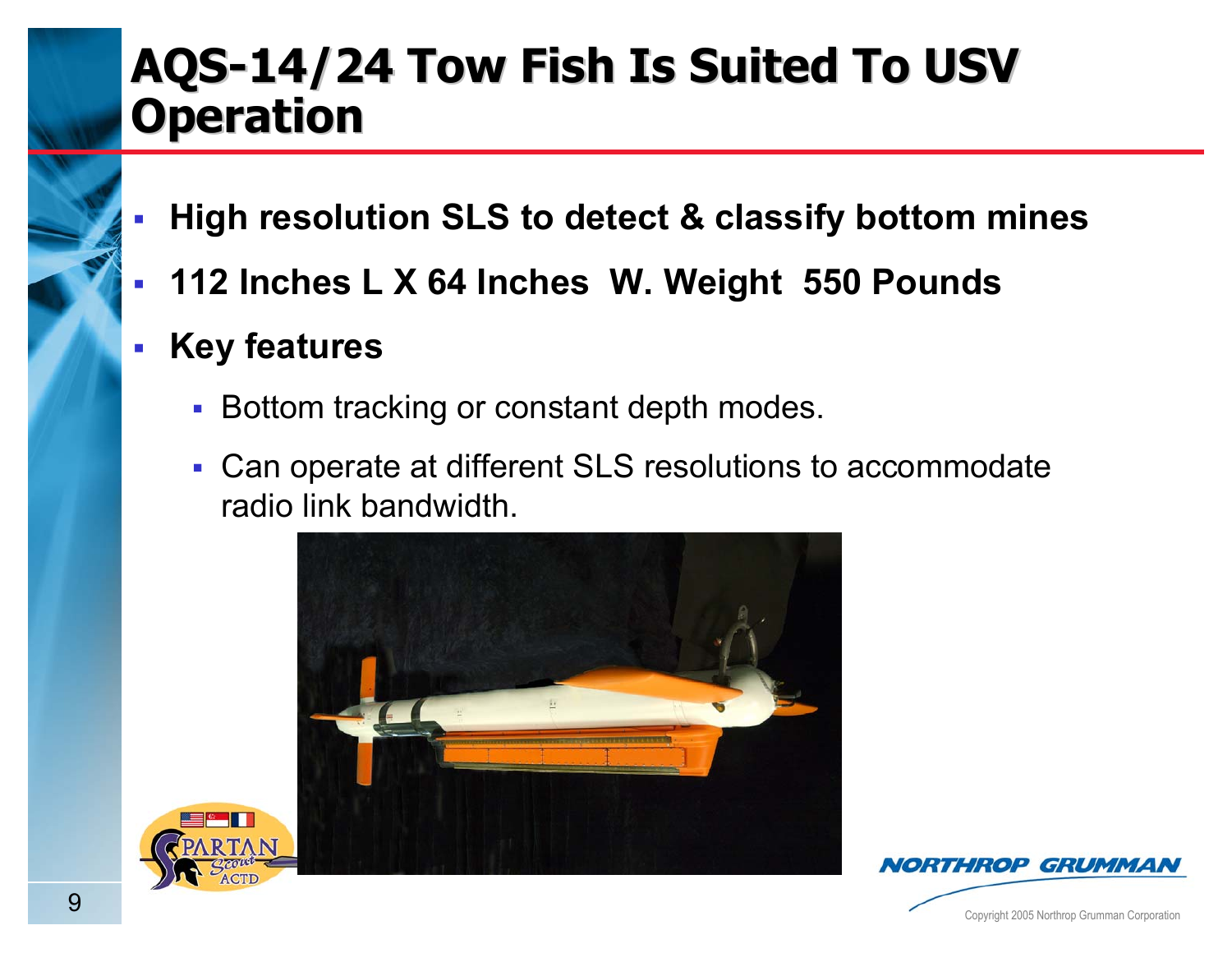# AQS-14/24 Tow Fish Is Suited To USV Operation

- **High resolution SLS to detect & classify bottom mines**
- **112 Inches L X 64 Inches W. Weight 550 Pounds**
- **Key features**
  - Bottom tracking or constant depth modes.
  - Can operate at different SLS resolutions to accommodate radio link bandwidth.

Copyright 2005 Northrop Grumman Corporation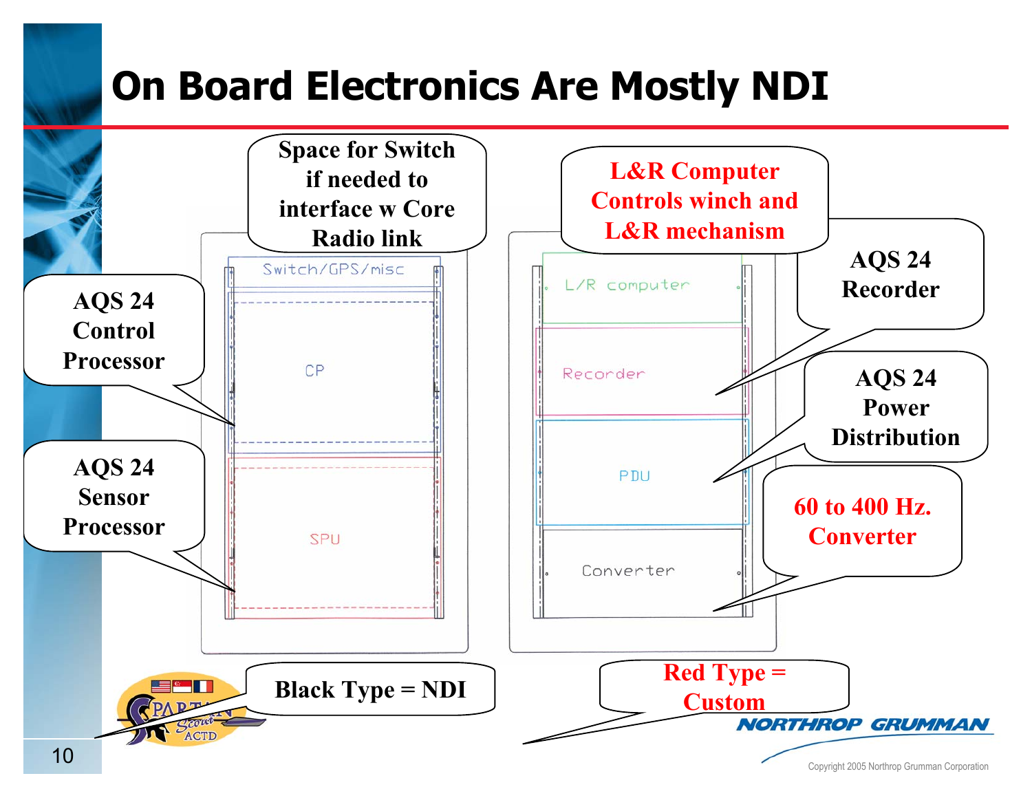# On Board Electronics Are Mostly NDI

Space for Switch if needed to interface w Core Radio link

L&R Computer Controls winch and L&R mechanism

AQS 24 Control Processor

AQS 24 Sensor Processor

AQS 24 Recorder

AQS 24 Power Distribution

60 to 400 Hz. Converter

Switch/GPS/misc

CP

SPU

L/R computer

Recorder

PDU

Converter

Black Type = NDI

Red Type = Custom

Copyright 2005 Northrop Grumman Corporation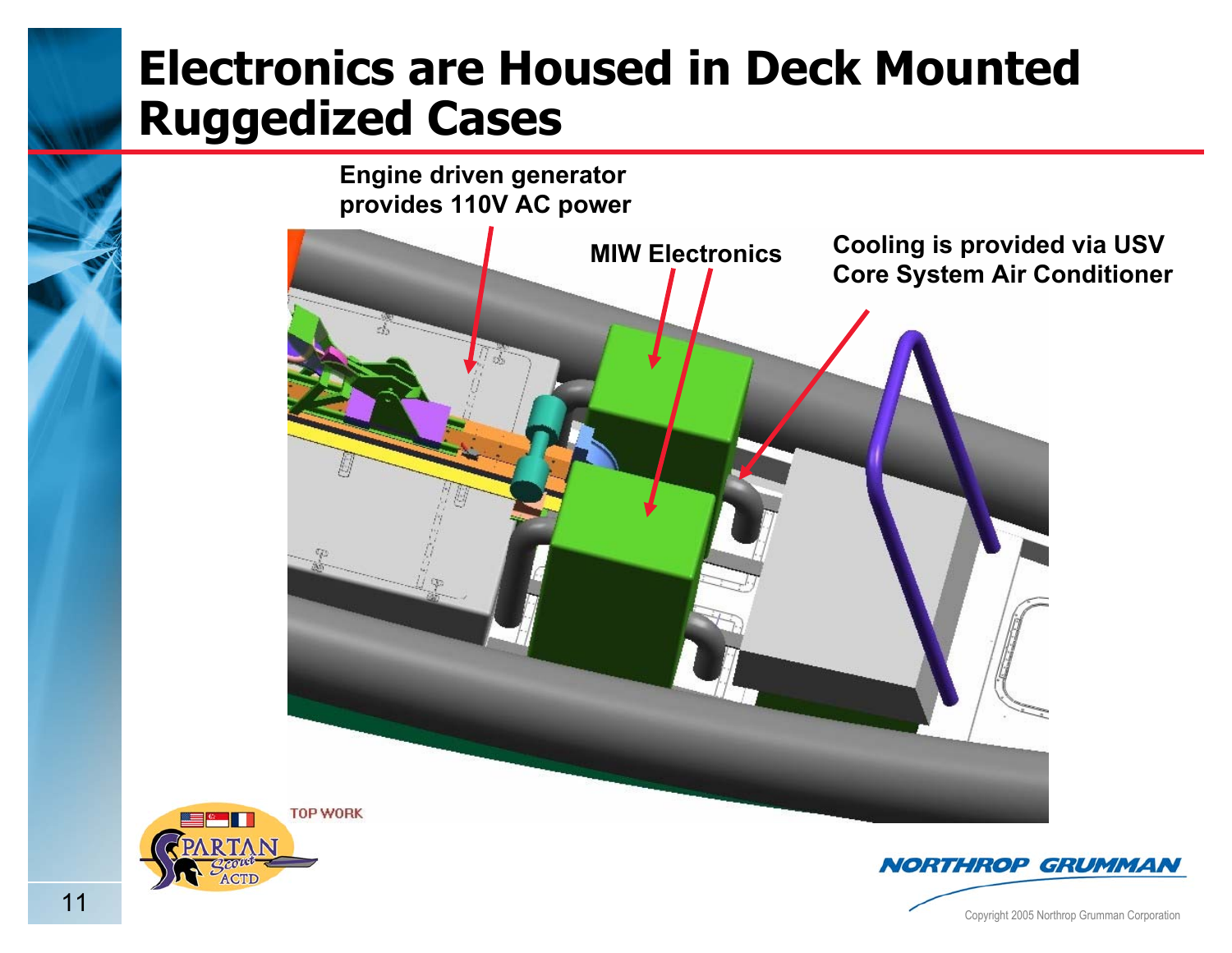# Electronics are Housed in Deck Mounted Ruggedized Cases

Engine driven generator provides 110V AC power

MIW Electronics

Cooling is provided via USV Core System Air Conditioner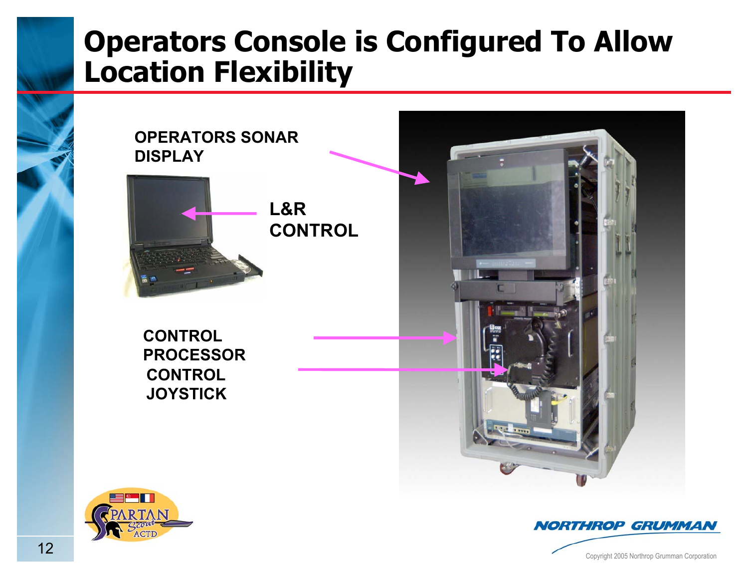# Operators Console is Configured To Allow Location Flexibility

OPERATORS SONAR DISPLAY

L&R CONTROL

CONTROL PROCESSOR

CONTROL JOYSTICK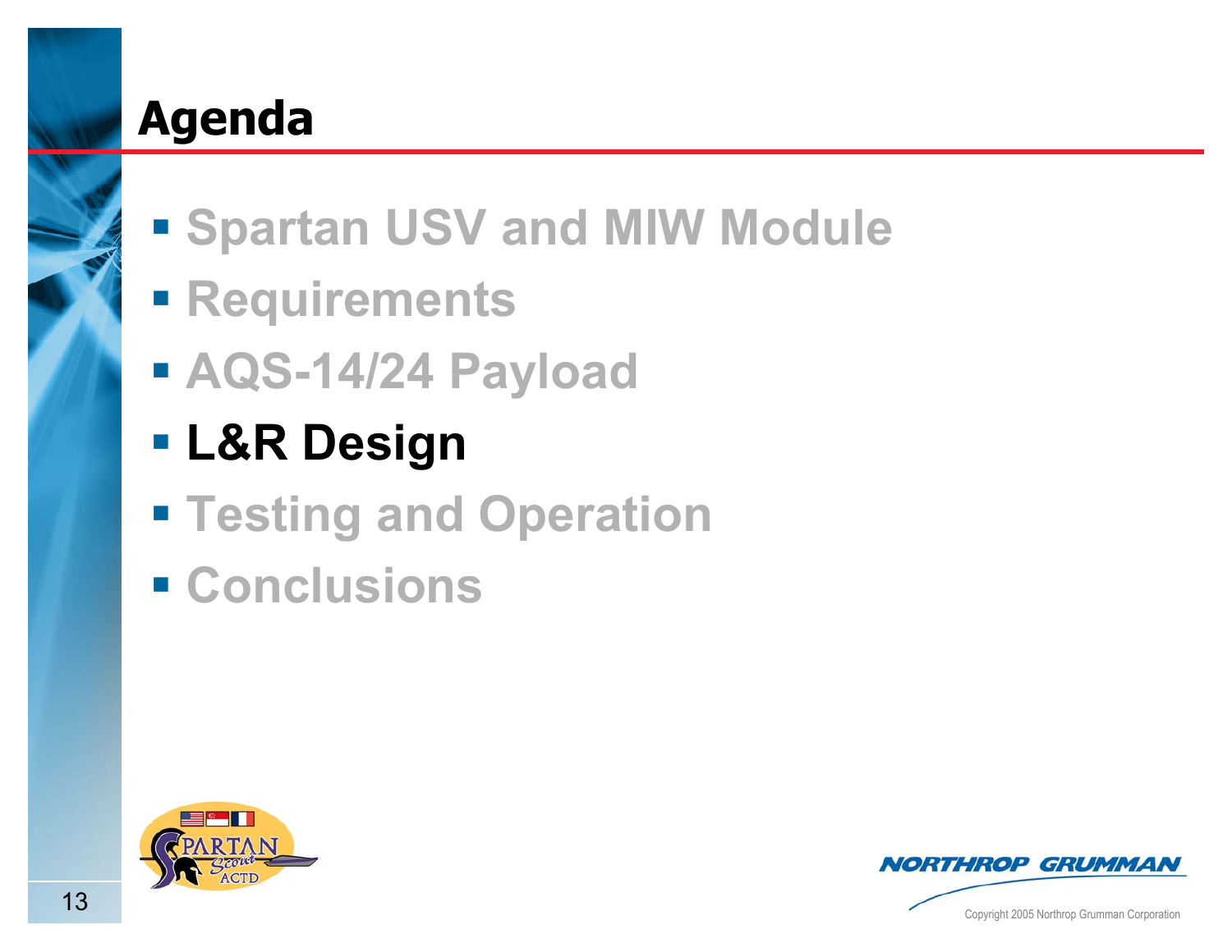# Agenda

- Spartan USV and MIW Module
- Requirements
- AQS-14/24 Payload
- **L&R Design**
- Testing and Operation
- Conclusions

Copyright 2005 Northrop Grumman Corporation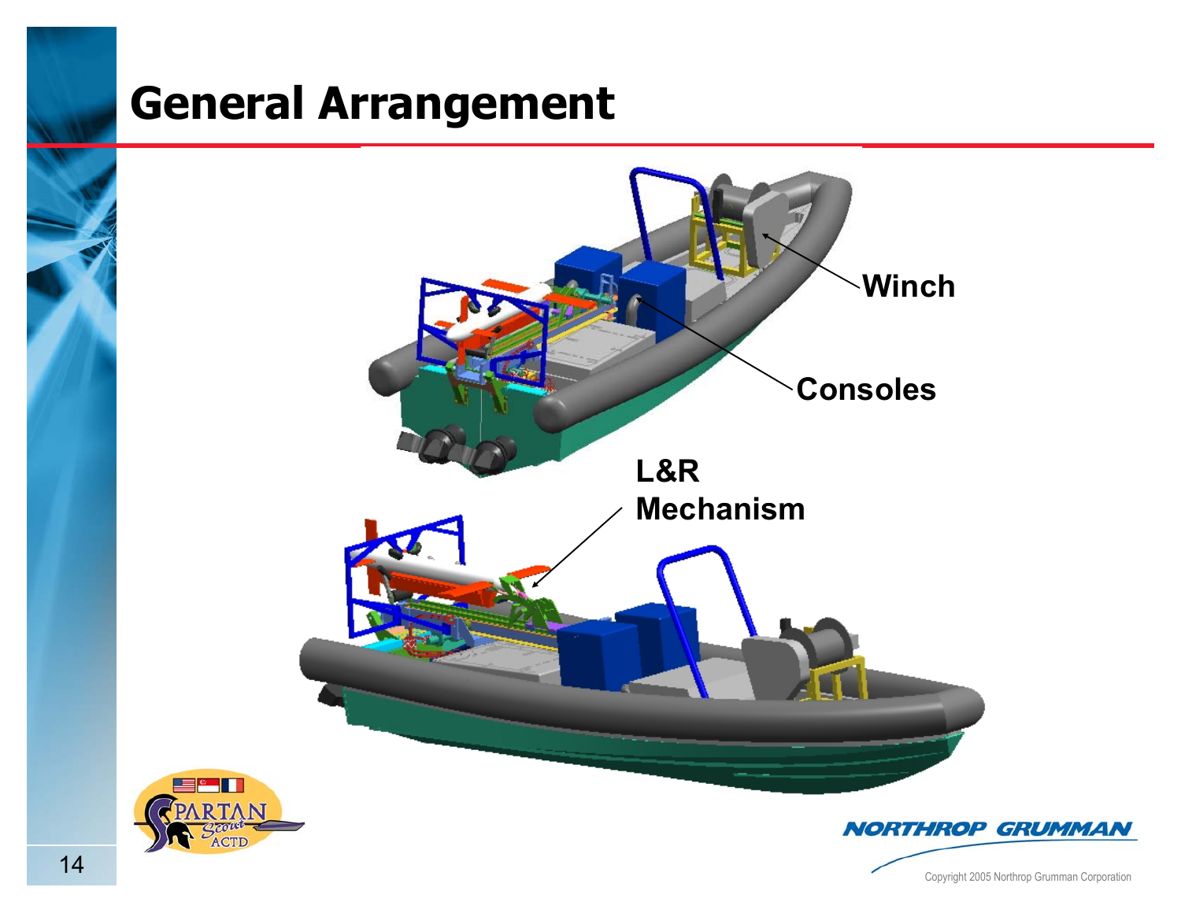# General Arrangement

Winch

Consoles

L&R Mechanism

Copyright 2005 Northrop Grumman Corporation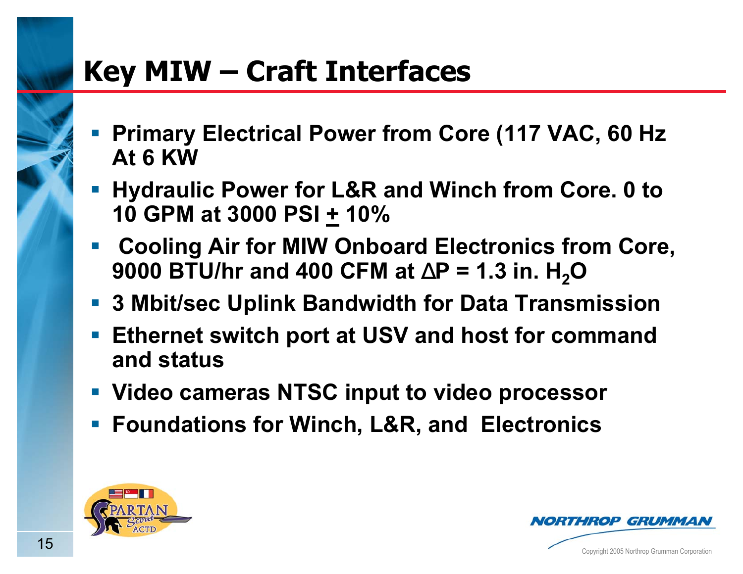# Key MIW – Craft Interfaces

- Primary Electrical Power from Core (117 VAC, 60 Hz At 6 KW
- Hydraulic Power for L&R and Winch from Core. 0 to 10 GPM at 3000 PSI ± 10%
- Cooling Air for MIW Onboard Electronics from Core, 9000 BTU/hr and 400 CFM at $\Delta P$ = 1.3 in. $H_2O$
- 3 Mbit/sec Uplink Bandwidth for Data Transmission
- Ethernet switch port at USV and host for command and status
- Video cameras NTSC input to video processor
- Foundations for Winch, L&R, and Electronics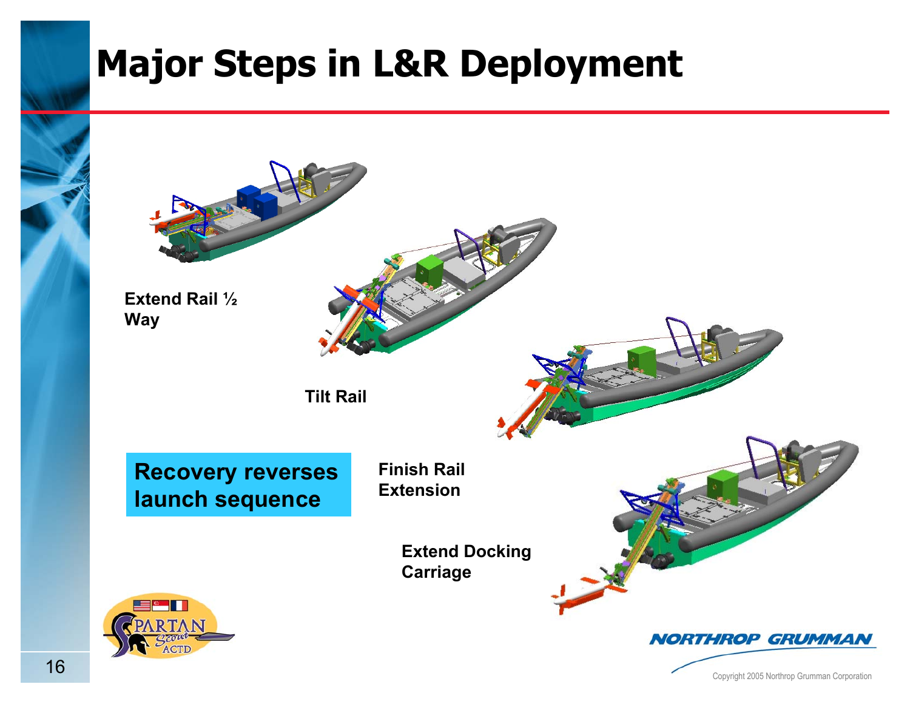# Major Steps in L&R Deployment

Extend Rail ½ Way

Tilt Rail

Finish Rail Extension

Extend Docking Carriage

**Recovery reverses launch sequence**

Copyright 2005 Northrop Grumman Corporation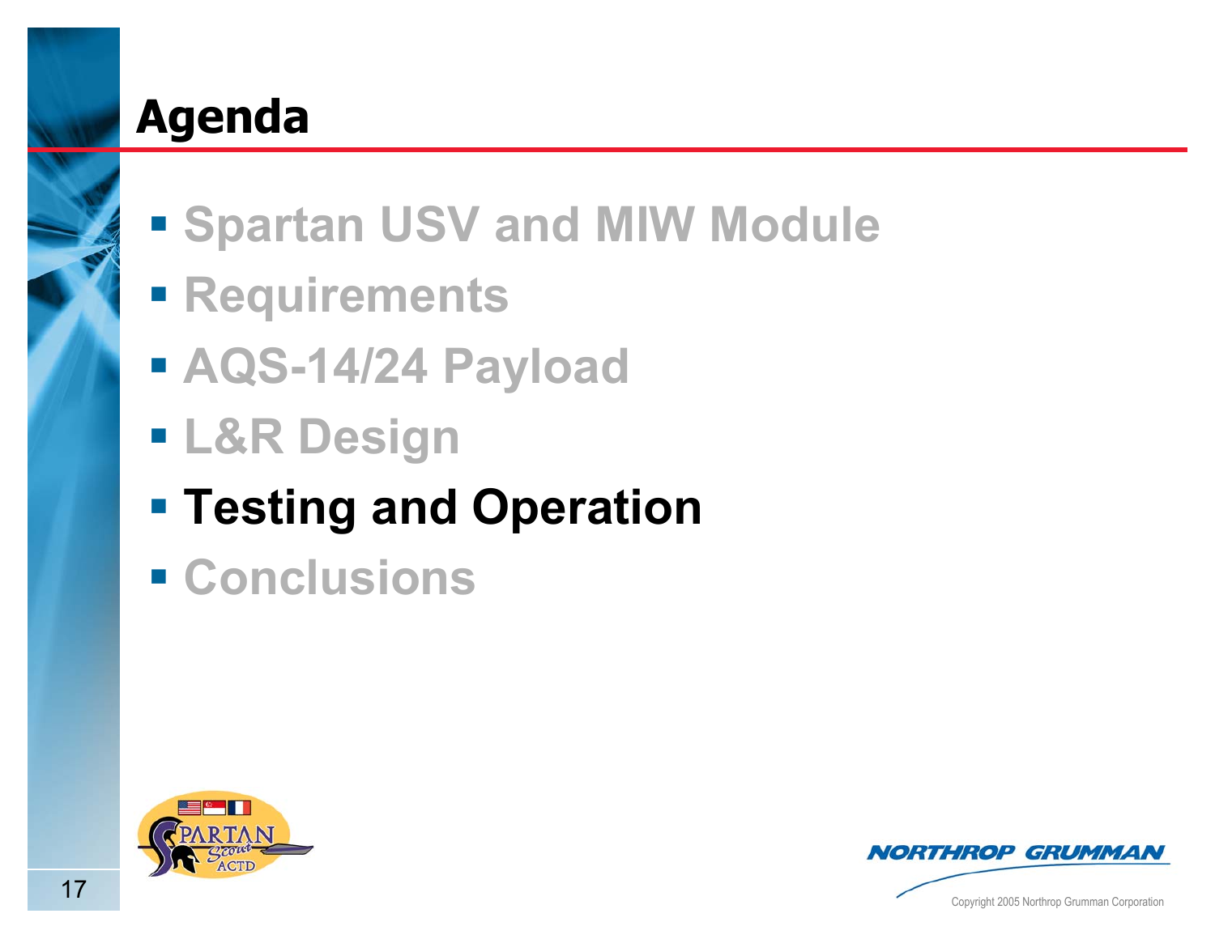# Agenda

- Spartan USV and MIW Module
- Requirements
- AQS-14/24 Payload
- L&R Design
- **Testing and Operation**
- Conclusions

Copyright 2005 Northrop Grumman Corporation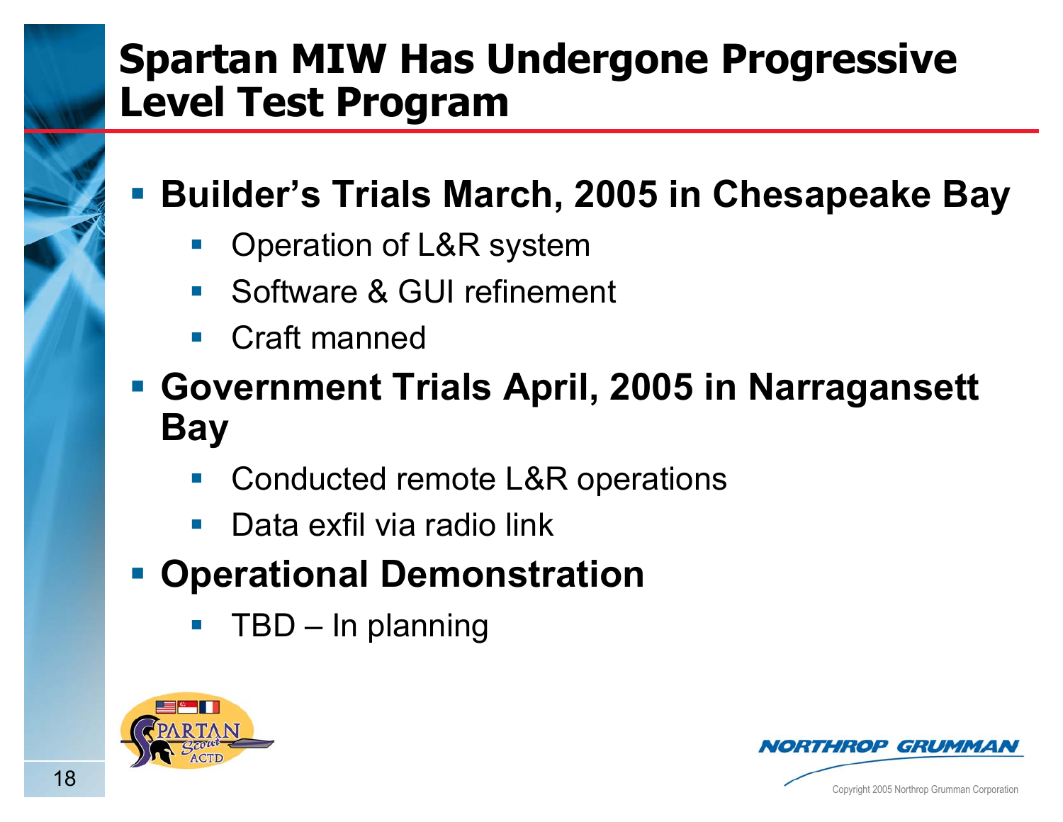# Spartan MIW Has Undergone Progressive Level Test Program

- **Builder's Trials March, 2005 in Chesapeake Bay**
  - Operation of L&R system
  - Software & GUI refinement
  - Craft manned
- **Government Trials April, 2005 in Narragansett Bay**
  - Conducted remote L&R operations
  - Data exfil via radio link
- **Operational Demonstration**
  - TBD – In planning

Copyright 2005 Northrop Grumman Corporation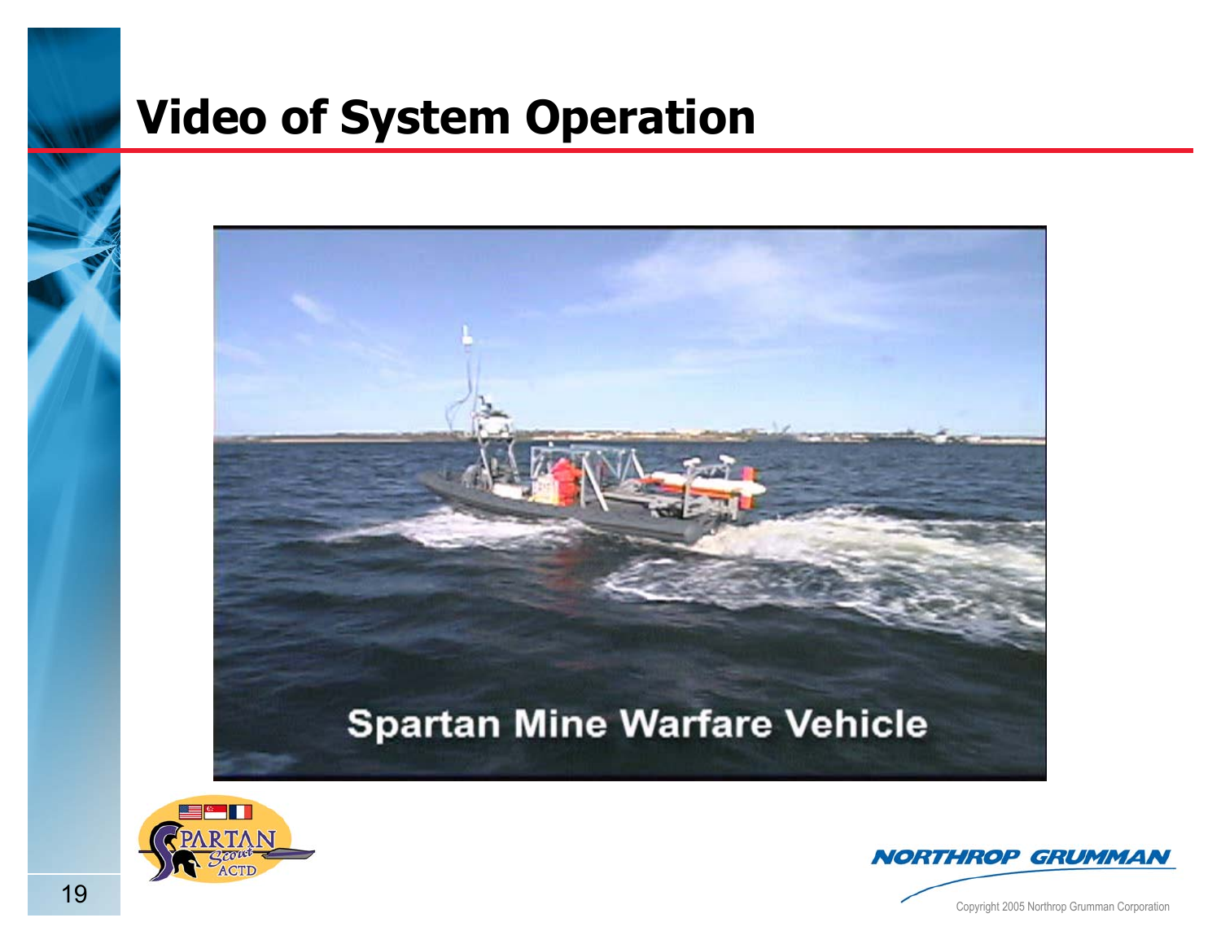# Video of System Operation

Spartan Mine Warfare Vehicle

Copyright 2005 Northrop Grumman Corporation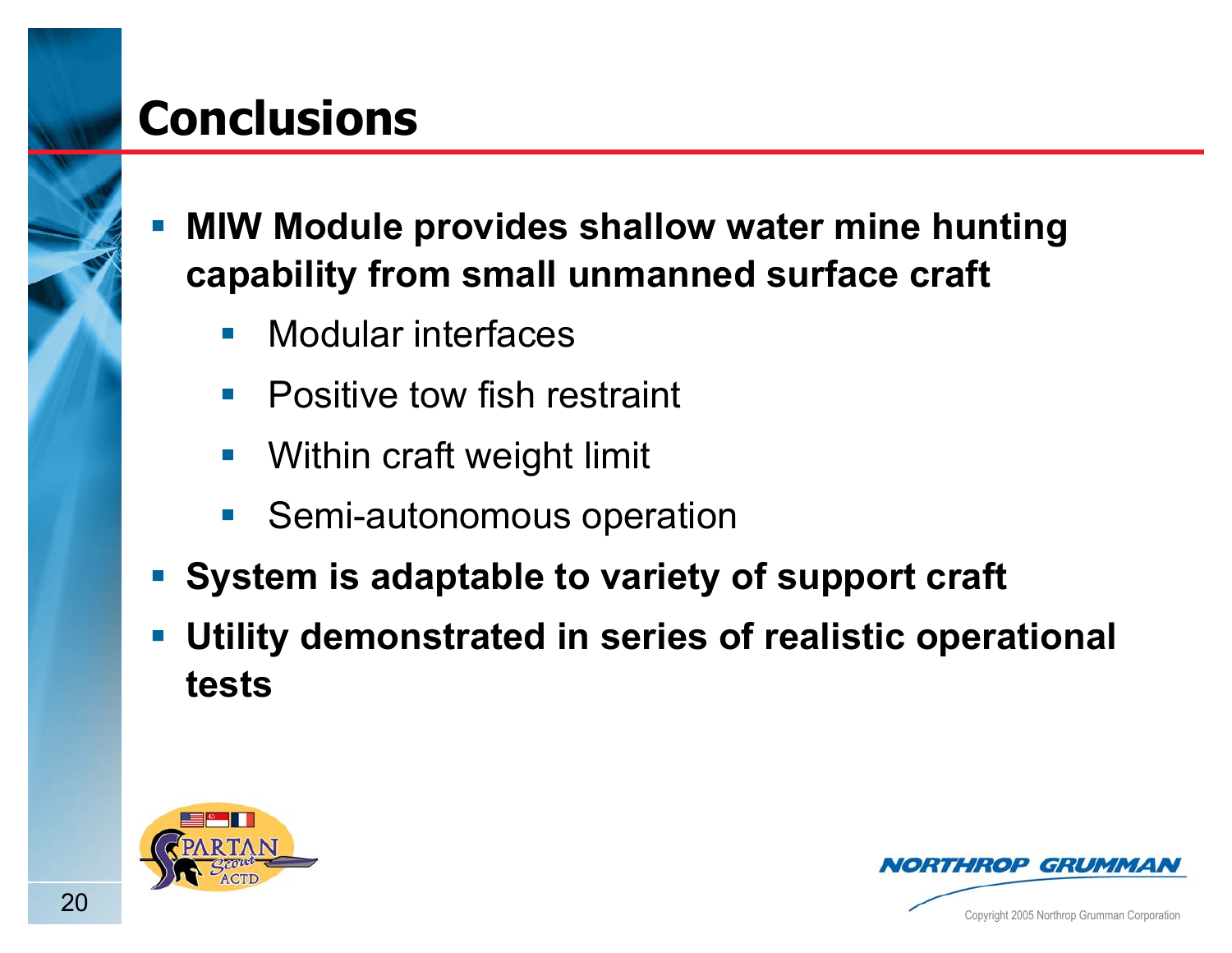# Conclusions

- **MIW Module provides shallow water mine hunting capability from small unmanned surface craft**
  - Modular interfaces
  - Positive tow fish restraint
  - Within craft weight limit
  - Semi-autonomous operation
- **System is adaptable to variety of support craft**
- **Utility demonstrated in series of realistic operational tests**

Copyright 2005 Northrop Grumman Corporation